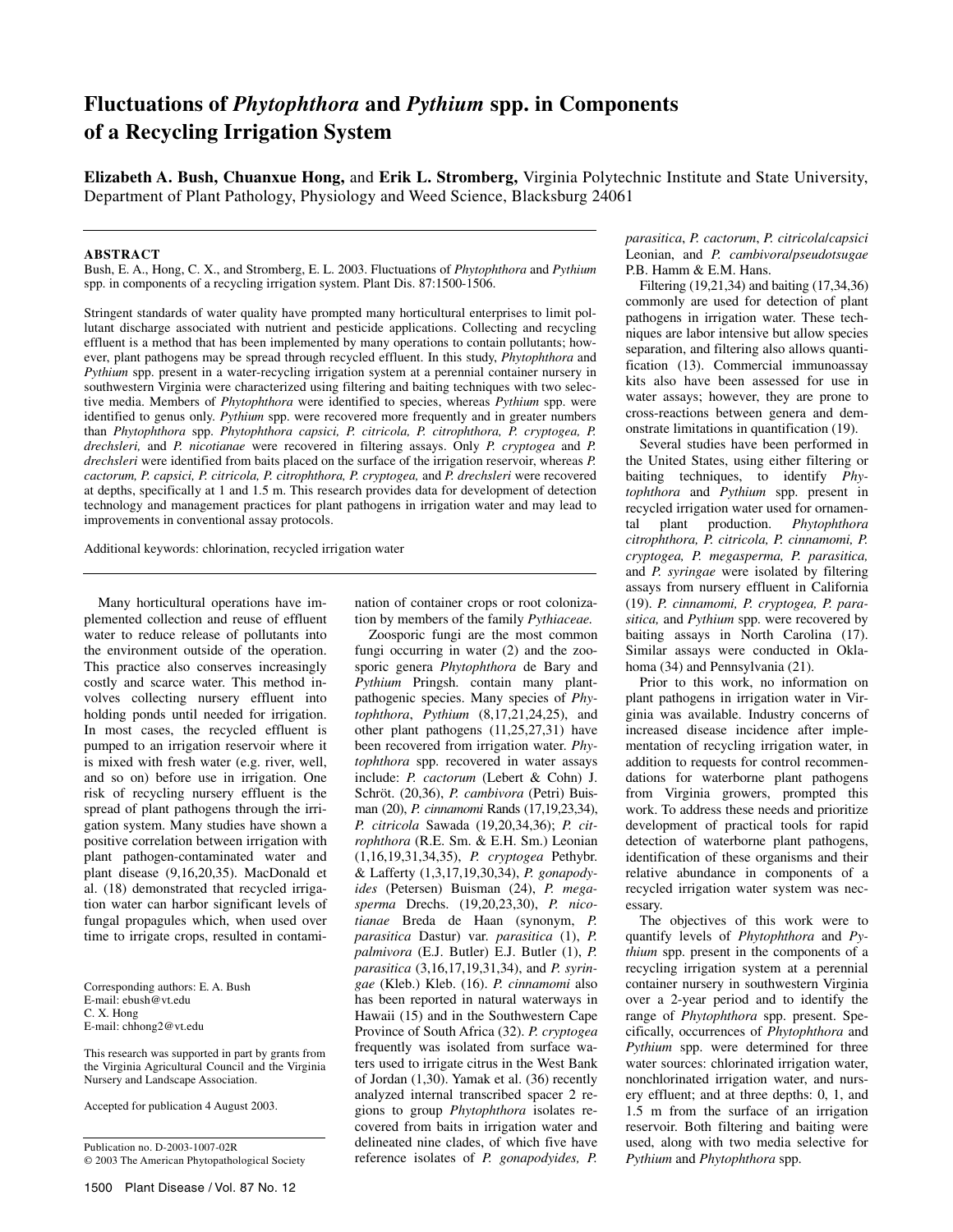# Fluctuations of *Phytophthora* and *Pythium* spp. in Components of a Recycling Irrigation System

**Elizabeth A. Bush, Chuanxue Hong,** and **Erik L. Stromberg,** Virginia Polytechnic Institute and State University, Department of Plant Pathology, Physiology and Weed Science, Blacksburg 24061

## ABSTRACT

Bush, E. A., Hong, C. X., and Stromberg, E. L. 2003. Fluctuations of *Phytophthora* and *Pythium* spp. in components of a recycling irrigation system. Plant Dis. 87:1500-1506.

Stringent standards of water quality have prompted many horticultural enterprises to limit pollutant discharge associated with nutrient and pesticide applications. Collecting and recycling effluent is a method that has been implemented by many operations to contain pollutants; however, plant pathogens may be spread through recycled effluent. In this study, *Phytophthora* and *Pythium* spp. present in a water-recycling irrigation system at a perennial container nursery in southwestern Virginia were characterized using filtering and baiting techniques with two selective media. Members of *Phytophthora* were identified to species, whereas *Pythium* spp. were identified to genus only. *Pythium* spp. were recovered more frequently and in greater numbers than *Phytophthora* spp. *Phytophthora capsici, P. citricola, P. citrophthora, P. cryptogea, P. drechsleri,* and *P. nicotianae* were recovered in filtering assays. Only *P. cryptogea* and *P. drechsleri* were identified from baits placed on the surface of the irrigation reservoir, whereas *P. cactorum, P. capsici, P. citricola, P. citrophthora, P. cryptogea,* and *P. drechsleri* were recovered at depths, specifically at 1 and 1.5 m. This research provides data for development of detection technology and management practices for plant pathogens in irrigation water and may lead to improvements in conventional assay protocols.

Additional keywords: chlorination, recycled irrigation water

---

Many horticultural operations have implemented collection and reuse of effluent water to reduce release of pollutants into the environment outside of the operation. This practice also conserves increasingly costly and scarce water. This method involves collecting nursery effluent into holding ponds until needed for irrigation. In most cases, the recycled effluent is pumped to an irrigation reservoir where it is mixed with fresh water (e.g. river, well, and so on) before use in irrigation. One risk of recycling nursery effluent is the spread of plant pathogens through the irrigation system. Many studies have shown a positive correlation between irrigation with plant pathogen-contaminated water and plant disease (9,16,20,35). MacDonald et al. (18) demonstrated that recycled irrigation water can harbor significant levels of fungal propagules which, when used over time to irrigate crops, resulted in contamination of container crops or root colonization by members of the family *Pythiaceae.*

Zoosporic fungi are the most common fungi occurring in water (2) and the zoosporic genera *Phytophthora* de Bary and *Pythium* Pringsh. contain many plant-pathogenic species. Many species of *Phytophthora*, *Pythium* (8,17,21,24,25), and other plant pathogens (11,25,27,31) have been recovered from irrigation water. *Phytophthora* spp. recovered in water assays include: *P. cactorum* (Lebert & Cohn) J. Schröt. (20,36), *P. cambivora* (Petri) Buisman (20), *P. cinnamomi* Rands (17,19,23,34), *P. citricola* Sawada (19,20,34,36); *P. citrophthora* (R.E. Sm. & E.H. Sm.) Leonian (1,16,19,31,34,35), *P. cryptogea* Pethybr. & Lafferty (1,3,17,19,30,34), *P. gonapodyides* (Petersen) Buisman (24), *P. megasperma* Drechs. (19,20,23,30), *P. nicotianae* Breda de Haan (synonym, *P. parasitica* Dastur) var. *parasitica* (1), *P. palmivora* (E.J. Butler) E.J. Butler (1), *P. parasitica* (3,16,17,19,31,34), and *P. syringae* (Kleb.) Kleb. (16). *P. cinnamomi* also has been reported in natural waterways in Hawaii (15) and in the Southwestern Cape Province of South Africa (32). *P. cryptogea* frequently was isolated from surface waters used to irrigate citrus in the West Bank of Jordan (1,30). Yamak et al. (36) recently analyzed internal transcribed spacer 2 regions to group *Phytophthora* isolates recovered from baits in irrigation water and delineated nine clades, of which five have reference isolates of *P. gonapodyides, P. parasitica*, *P. cactorum*, *P. citricola/capsici* Leonian, and *P. cambivora/pseudotsugae* P.B. Hamm & E.M. Hans.

Filtering (19,21,34) and baiting (17,34,36) commonly are used for detection of plant pathogens in irrigation water. These techniques are labor intensive but allow species separation, and filtering also allows quantification (13). Commercial immunoassay kits also have been assessed for use in water assays; however, they are prone to cross-reactions between genera and demonstrate limitations in quantification (19).

Several studies have been performed in the United States, using either filtering or baiting techniques, to identify *Phytophthora* and *Pythium* spp. present in recycled irrigation water used for ornamental plant production. *Phytophthora citrophthora, P. citricola, P. cinnamomi, P. cryptogea, P. megasperma, P. parasitica,* and *P. syringae* were isolated by filtering assays from nursery effluent in California (19). *P. cinnamomi, P. cryptogea, P. parasitica,* and *Pythium* spp. were recovered by baiting assays in North Carolina (17). Similar assays were conducted in Oklahoma (34) and Pennsylvania (21).

Prior to this work, no information on plant pathogens in irrigation water in Virginia was available. Industry concerns of increased disease incidence after implementation of recycling irrigation water, in addition to requests for control recommendations for waterborne plant pathogens from Virginia growers, prompted this work. To address these needs and prioritize development of practical tools for rapid detection of waterborne plant pathogens, identification of these organisms and their relative abundance in components of a recycled irrigation water system was necessary.

The objectives of this work were to quantify levels of *Phytophthora* and *Pythium* spp. present in the components of a recycling irrigation system at a perennial container nursery in southwestern Virginia over a 2-year period and to identify the range of *Phytophthora* spp. present. Specifically, occurrences of *Phytophthora* and *Pythium* spp. were determined for three water sources: chlorinated irrigation water, nonchlorinated irrigation water, and nursery effluent; and at three depths: 0, 1, and 1.5 m from the surface of an irrigation reservoir. Both filtering and baiting were used, along with two media selective for *Pythium* and *Phytophthora* spp.

---

Corresponding authors: E. A. Bush
E-mail: ebush@vt.edu
C. X. Hong
E-mail: chhong2@vt.edu

This research was supported in part by grants from the Virginia Agricultural Council and the Virginia Nursery and Landscape Association.

Accepted for publication 4 August 2003.

Publication no. D-2003-1007-02R
© 2003 The American Phytopathological Society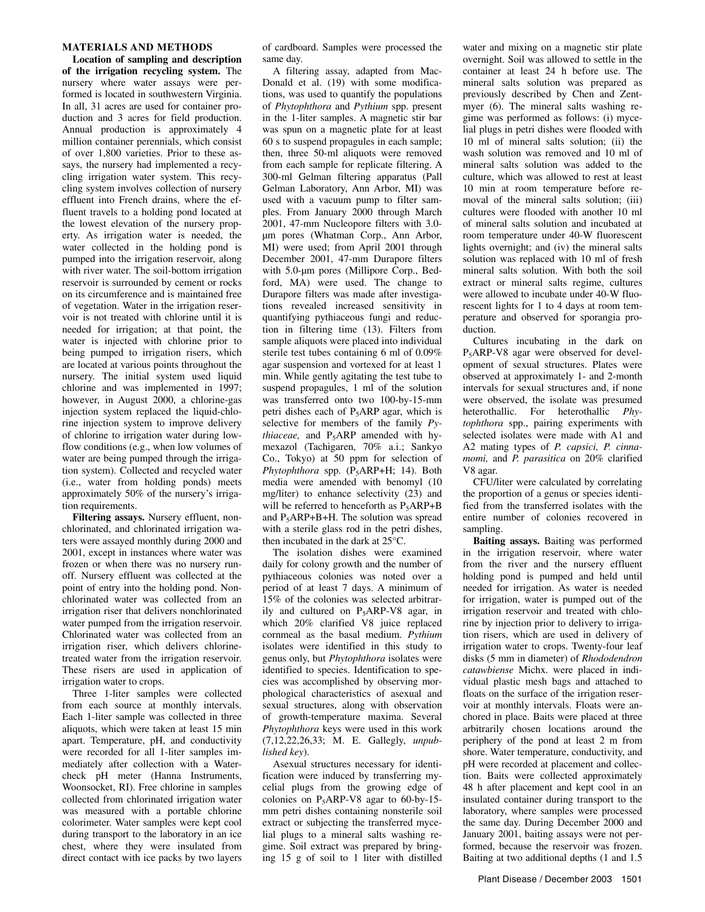## MATERIALS AND METHODS

**Location of sampling and description of the irrigation recycling system.** The nursery where water assays were performed is located in southwestern Virginia. In all, 31 acres are used for container production and 3 acres for field production. Annual production is approximately 4 million container perennials, which consist of over 1,800 varieties. Prior to these assays, the nursery had implemented a recycling irrigation water system. This recycling system involves collection of nursery effluent into French drains, where the effluent travels to a holding pond located at the lowest elevation of the nursery property. As irrigation water is needed, the water collected in the holding pond is pumped into the irrigation reservoir, along with river water. The soil-bottom irrigation reservoir is surrounded by cement or rocks on its circumference and is maintained free of vegetation. Water in the irrigation reservoir is not treated with chlorine until it is needed for irrigation; at that point, the water is injected with chlorine prior to being pumped to irrigation risers, which are located at various points throughout the nursery. The initial system used liquid chlorine and was implemented in 1997; however, in August 2000, a chlorine-gas injection system replaced the liquid-chlorine injection system to improve delivery of chlorine to irrigation water during low-flow conditions (e.g., when low volumes of water are being pumped through the irrigation system). Collected and recycled water (i.e., water from holding ponds) meets approximately 50% of the nursery's irrigation requirements.

**Filtering assays.** Nursery effluent, nonchlorinated, and chlorinated irrigation waters were assayed monthly during 2000 and 2001, except in instances where water was frozen or when there was no nursery runoff. Nursery effluent was collected at the point of entry into the holding pond. Nonchlorinated water was collected from an irrigation riser that delivers nonchlorinated water pumped from the irrigation reservoir. Chlorinated water was collected from an irrigation riser, which delivers chlorine-treated water from the irrigation reservoir. These risers are used in application of irrigation water to crops.

Three 1-liter samples were collected from each source at monthly intervals. Each 1-liter sample was collected in three aliquots, which were taken at least 15 min apart. Temperature, pH, and conductivity were recorded for all 1-liter samples immediately after collection with a Watercheck pH meter (Hanna Instruments, Woonsocket, RI). Free chlorine in samples collected from chlorinated irrigation water was measured with a portable chlorine colorimeter. Water samples were kept cool during transport to the laboratory in an ice chest, where they were insulated from direct contact with ice packs by two layers of cardboard. Samples were processed the same day.

A filtering assay, adapted from MacDonald et al. (19) with some modifications, was used to quantify the populations of *Phytophthora* and *Pythium* spp. present in the 1-liter samples. A magnetic stir bar was spun on a magnetic plate for at least 60 s to suspend propagules in each sample; then, three 50-ml aliquots were removed from each sample for replicate filtering. A 300-ml Gelman filtering apparatus (Pall Gelman Laboratory, Ann Arbor, MI) was used with a vacuum pump to filter samples. From January 2000 through March 2001, 47-mm Nucleopore filters with 3.0-μm pores (Whatman Corp., Ann Arbor, MI) were used; from April 2001 through December 2001, 47-mm Durapore filters with 5.0-μm pores (Millipore Corp., Bedford, MA) were used. The change to Durapore filters was made after investigations revealed increased sensitivity in quantifying pythiaceous fungi and reduction in filtering time (13). Filters from sample aliquots were placed into individual sterile test tubes containing 6 ml of 0.09% agar suspension and vortexed for at least 1 min. While gently agitating the test tube to suspend propagules, 1 ml of the solution was transferred onto two 100-by-15-mm petri dishes each of $P_5$ARP agar, which is selective for members of the family *Pythiaceae,* and $P_5$ARP amended with hymexazol (Tachigaren, 70% a.i.; Sankyo Co., Tokyo) at 50 ppm for selection of *Phytophthora* spp. ($P_5$ARP+H; 14). Both media were amended with benomyl (10 mg/liter) to enhance selectivity (23) and will be referred to henceforth as $P_5$ARP+B and $P_5$ARP+B+H. The solution was spread with a sterile glass rod in the petri dishes, then incubated in the dark at 25°C.

The isolation dishes were examined daily for colony growth and the number of pythiaceous colonies was noted over a period of at least 7 days. A minimum of 15% of the colonies was selected arbitrarily and cultured on $P_5$ARP-V8 agar, in which 20% clarified V8 juice replaced cornmeal as the basal medium. *Pythium* isolates were identified in this study to genus only, but *Phytophthora* isolates were identified to species. Identification to species was accomplished by observing morphological characteristics of asexual and sexual structures, along with observation of growth-temperature maxima. Several *Phytophthora* keys were used in this work (7,12,22,26,33; M. E. Gallegly, *unpublished key*).

Asexual structures necessary for identification were induced by transferring mycelial plugs from the growing edge of colonies on $P_5$ARP-V8 agar to 60-by-15-mm petri dishes containing nonsterile soil extract or subjecting the transferred mycelial plugs to a mineral salts washing regime. Soil extract was prepared by bringing 15 g of soil to 1 liter with distilled water and mixing on a magnetic stir plate overnight. Soil was allowed to settle in the container at least 24 h before use. The mineral salts solution was prepared as previously described by Chen and Zentmyer (6). The mineral salts washing regime was performed as follows: (i) mycelial plugs in petri dishes were flooded with 10 ml of mineral salts solution; (ii) the wash solution was removed and 10 ml of mineral salts solution was added to the culture, which was allowed to rest at least 10 min at room temperature before removal of the mineral salts solution; (iii) cultures were flooded with another 10 ml of mineral salts solution and incubated at room temperature under 40-W fluorescent lights overnight; and (iv) the mineral salts solution was replaced with 10 ml of fresh mineral salts solution. With both the soil extract or mineral salts regime, cultures were allowed to incubate under 40-W fluorescent lights for 1 to 4 days at room temperature and observed for sporangia production.

Cultures incubating in the dark on $P_5$ARP-V8 agar were observed for development of sexual structures. Plates were observed at approximately 1- and 2-month intervals for sexual structures and, if none were observed, the isolate was presumed heterothallic. For heterothallic *Phytophthora* spp., pairing experiments with selected isolates were made with A1 and A2 mating types of *P. capsici, P. cinnamomi,* and *P. parasitica* on 20% clarified V8 agar.

CFU/liter were calculated by correlating the proportion of a genus or species identified from the transferred isolates with the entire number of colonies recovered in sampling.

**Baiting assays.** Baiting was performed in the irrigation reservoir, where water from the river and the nursery effluent holding pond is pumped and held until needed for irrigation. As water is needed for irrigation, water is pumped out of the irrigation reservoir and treated with chlorine by injection prior to delivery to irrigation risers, which are used in delivery of irrigation water to crops. Twenty-four leaf disks (5 mm in diameter) of *Rhododendron catawbiense* Michx. were placed in individual plastic mesh bags and attached to floats on the surface of the irrigation reservoir at monthly intervals. Floats were anchored in place. Baits were placed at three arbitrarily chosen locations around the periphery of the pond at least 2 m from shore. Water temperature, conductivity, and pH were recorded at placement and collection. Baits were collected approximately 48 h after placement and kept cool in an insulated container during transport to the laboratory, where samples were processed the same day. During December 2000 and January 2001, baiting assays were not performed, because the reservoir was frozen. Baiting at two additional depths (1 and 1.5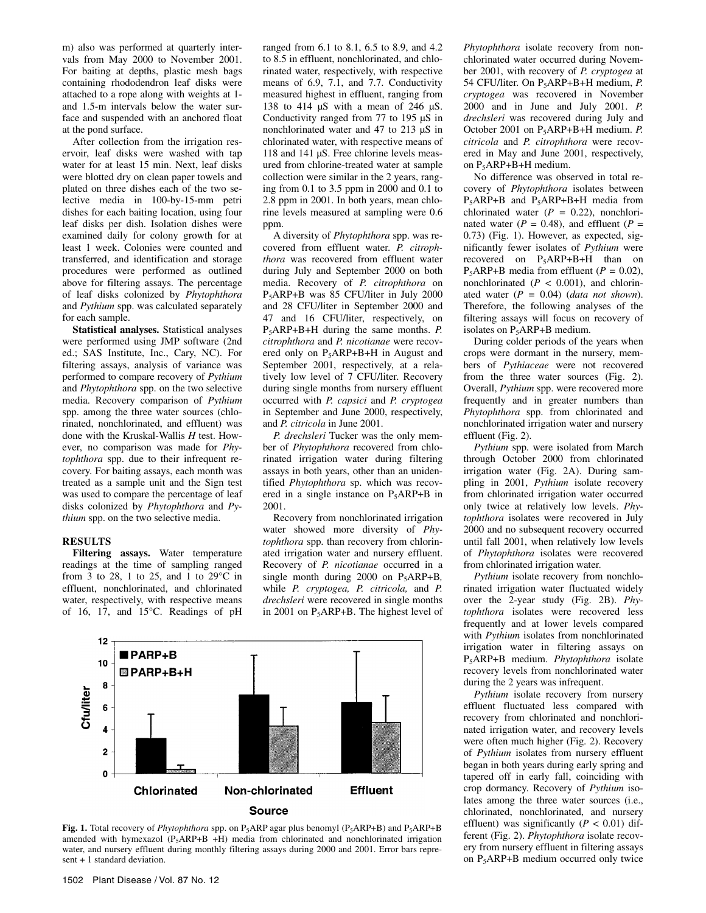m) also was performed at quarterly intervals from May 2000 to November 2001. For baiting at depths, plastic mesh bags containing rhododendron leaf disks were attached to a rope along with weights at 1- and 1.5-m intervals below the water surface and suspended with an anchored float at the pond surface.

After collection from the irrigation reservoir, leaf disks were washed with tap water for at least 15 min. Next, leaf disks were blotted dry on clean paper towels and plated on three dishes each of the two selective media in 100-by-15-mm petri dishes for each baiting location, using four leaf disks per dish. Isolation dishes were examined daily for colony growth for at least 1 week. Colonies were counted and transferred, and identification and storage procedures were performed as outlined above for filtering assays. The percentage of leaf disks colonized by *Phytophthora* and *Pythium* spp. was calculated separately for each sample.

**Statistical analyses.** Statistical analyses were performed using JMP software (2nd ed.; SAS Institute, Inc., Cary, NC). For filtering assays, analysis of variance was performed to compare recovery of *Pythium* and *Phytophthora* spp. on the two selective media. Recovery comparison of *Pythium* spp. among the three water sources (chlorinated, nonchlorinated, and effluent) was done with the Kruskal-Wallis *H* test. However, no comparison was made for *Phytophthora* spp. due to their infrequent recovery. For baiting assays, each month was treated as a sample unit and the Sign test was used to compare the percentage of leaf disks colonized by *Phytophthora* and *Pythium* spp. on the two selective media.

## RESULTS

**Filtering assays.** Water temperature readings at the time of sampling ranged from 3 to 28, 1 to 25, and 1 to 29°C in effluent, nonchlorinated, and chlorinated water, respectively, with respective means of 16, 17, and 15°C. Readings of pH ranged from 6.1 to 8.1, 6.5 to 8.9, and 4.2 to 8.5 in effluent, nonchlorinated, and chlorinated water, respectively, with respective means of 6.9, 7.1, and 7.7. Conductivity measured highest in effluent, ranging from 138 to 414 μS with a mean of 246 μS. Conductivity ranged from 77 to 195 μS in nonchlorinated water and 47 to 213 μS in chlorinated water, with respective means of 118 and 141 μS. Free chlorine levels measured from chlorine-treated water at sample collection were similar in the 2 years, ranging from 0.1 to 3.5 ppm in 2000 and 0.1 to 2.8 ppm in 2001. In both years, mean chlorine levels measured at sampling were 0.6 ppm.

A diversity of *Phytophthora* spp. was recovered from effluent water. *P. citrophthora* was recovered from effluent water during July and September 2000 on both media. Recovery of *P. citrophthora* on $P_5$ARP+B was 85 CFU/liter in July 2000 and 28 CFU/liter in September 2000 and 47 and 16 CFU/liter, respectively, on $P_5$ARP+B+H during the same months. *P. citrophthora* and *P. nicotianae* were recovered only on $P_5$ARP+B+H in August and September 2001, respectively, at a relatively low level of 7 CFU/liter. Recovery during single months from nursery effluent occurred with *P. capsici* and *P. cryptogea* in September and June 2000, respectively, and *P. citricola* in June 2001.

*P. drechsleri* Tucker was the only member of *Phytophthora* recovered from chlorinated irrigation water during filtering assays in both years, other than an unidentified *Phytophthora* sp. which was recovered in a single instance on $P_5$ARP+B in 2001.

Recovery from nonchlorinated irrigation water showed more diversity of *Phytophthora* spp. than recovery from chlorinated irrigation water and nursery effluent. Recovery of *P. nicotianae* occurred in a single month during 2000 on $P_5$ARP+B, while *P. cryptogea, P. citricola,* and *P. drechsleri* were recovered in single months in 2001 on $P_5$ARP+B. The highest level of *Phytophthora* isolate recovery from nonchlorinated water occurred during November 2001, with recovery of *P. cryptogea* at 54 CFU/liter. On $P_5$ARP+B+H medium, *P. cryptogea* was recovered in November 2000 and in June and July 2001. *P. drechsleri* was recovered during July and October 2001 on $P_5$ARP+B+H medium. *P. citricola* and *P. citrophthora* were recovered in May and June 2001, respectively, on $P_5$ARP+B+H medium.

No difference was observed in total recovery of *Phytophthora* isolates between $P_5$ARP+B and $P_5$ARP+B+H media from chlorinated water ($P = 0.22$), nonchlorinated water ($P = 0.48$), and effluent ($P = 0.73$) (Fig. 1). However, as expected, significantly fewer isolates of *Pythium* were recovered on $P_5$ARP+B+H than on $P_5$ARP+B media from effluent ($P = 0.02$), nonchlorinated ($P < 0.001$), and chlorinated water ($P = 0.04$) (*data not shown*). Therefore, the following analyses of the filtering assays will focus on recovery of isolates on $P_5$ARP+B medium.

During colder periods of the years when crops were dormant in the nursery, members of *Pythiaceae* were not recovered from the three water sources (Fig. 2). Overall, *Pythium* spp. were recovered more frequently and in greater numbers than *Phytophthora* spp. from chlorinated and nonchlorinated irrigation water and nursery effluent (Fig. 2).

*Pythium* spp. were isolated from March through October 2000 from chlorinated irrigation water (Fig. 2A). During sampling in 2001, *Pythium* isolate recovery from chlorinated irrigation water occurred only twice at relatively low levels. *Phytophthora* isolates were recovered in July 2000 and no subsequent recovery occurred until fall 2001, when relatively low levels of *Phytophthora* isolates were recovered from chlorinated irrigation water.

*Pythium* isolate recovery from nonchlorinated irrigation water fluctuated widely over the 2-year study (Fig. 2B). *Phytophthora* isolates were recovered less frequently and at lower levels compared with *Pythium* isolates from nonchlorinated irrigation water in filtering assays on $P_5$ARP+B medium. *Phytophthora* isolate recovery levels from nonchlorinated water during the 2 years was infrequent.

*Pythium* isolate recovery from nursery effluent fluctuated less compared with recovery from chlorinated and nonchlorinated irrigation water, and recovery levels were often much higher (Fig. 2). Recovery of *Pythium* isolates from nursery effluent began in both years during early spring and tapered off in early fall, coinciding with crop dormancy. Recovery of *Pythium* isolates among the three water sources (i.e., chlorinated, nonchlorinated, and nursery effluent) was significantly ($P < 0.01$) different (Fig. 2). *Phytophthora* isolate recovery from nursery effluent in filtering assays on $P_5$ARP+B medium occurred only twice

**Fig. 1.** Total recovery of *Phytophthora* spp. on $P_5$ARP agar plus benomyl ($P_5$ARP+B) and $P_5$ARP+B amended with hymexazol ($P_5$ARP+B +H) media from chlorinated and nonchlorinated irrigation water, and nursery effluent during monthly filtering assays during 2000 and 2001. Error bars represent + 1 standard deviation.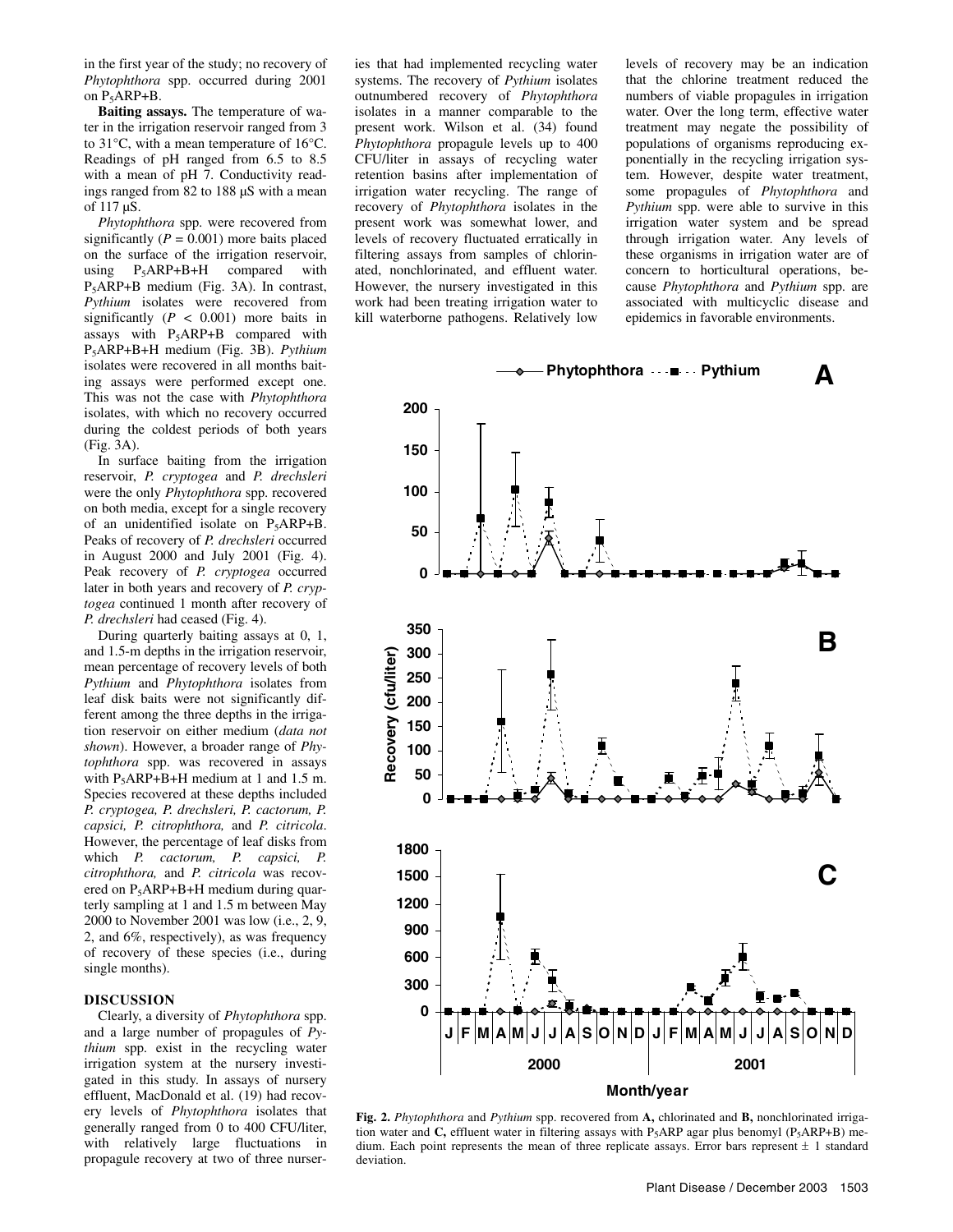in the first year of the study; no recovery of *Phytophthora* spp. occurred during 2001 on $P_5$ARP+B.

**Baiting assays.** The temperature of water in the irrigation reservoir ranged from 3 to 31°C, with a mean temperature of 16°C. Readings of pH ranged from 6.5 to 8.5 with a mean of pH 7. Conductivity readings ranged from 82 to 188 µS with a mean of 117 µS.

*Phytophthora* spp. were recovered from significantly ($P = 0.001$) more baits placed on the surface of the irrigation reservoir, using $P_5$ARP+B+H compared with $P_5$ARP+B medium (Fig. 3A). In contrast, *Pythium* isolates were recovered from significantly ($P < 0.001$) more baits in assays with $P_5$ARP+B compared with $P_5$ARP+B+H medium (Fig. 3B). *Pythium* isolates were recovered in all months baiting assays were performed except one. This was not the case with *Phytophthora* isolates, with which no recovery occurred during the coldest periods of both years (Fig. 3A).

In surface baiting from the irrigation reservoir, *P. cryptogea* and *P. drechsleri* were the only *Phytophthora* spp. recovered on both media, except for a single recovery of an unidentified isolate on $P_5$ARP+B. Peaks of recovery of *P. drechsleri* occurred in August 2000 and July 2001 (Fig. 4). Peak recovery of *P. cryptogea* occurred later in both years and recovery of *P. cryptogea* continued 1 month after recovery of *P. drechsleri* had ceased (Fig. 4).

During quarterly baiting assays at 0, 1, and 1.5-m depths in the irrigation reservoir, mean percentage of recovery levels of both *Pythium* and *Phytophthora* isolates from leaf disk baits were not significantly different among the three depths in the irrigation reservoir on either medium (*data not shown*). However, a broader range of *Phytophthora* spp. was recovered in assays with $P_5$ARP+B+H medium at 1 and 1.5 m. Species recovered at these depths included *P. cryptogea, P. drechsleri, P. cactorum, P. capsici, P. citrophthora,* and *P. citricola*. However, the percentage of leaf disks from which *P. cactorum, P. capsici, P. citrophthora,* and *P. citricola* was recovered on $P_5$ARP+B+H medium during quarterly sampling at 1 and 1.5 m between May 2000 to November 2001 was low (i.e., 2, 9, 2, and 6%, respectively), as was frequency of recovery of these species (i.e., during single months).

## DISCUSSION

Clearly, a diversity of *Phytophthora* spp. and a large number of propagules of *Pythium* spp. exist in the recycling water irrigation system at the nursery investigated in this study. In assays of nursery effluent, MacDonald et al. (19) had recovery levels of *Phytophthora* isolates that generally ranged from 0 to 400 CFU/liter, with relatively large fluctuations in propagule recovery at two of three nurseries that had implemented recycling water systems. The recovery of *Pythium* isolates outnumbered recovery of *Phytophthora* isolates in a manner comparable to the present work. Wilson et al. (34) found *Phytophthora* propagule levels up to 400 CFU/liter in assays of recycling water retention basins after implementation of irrigation water recycling. The range of recovery of *Phytophthora* isolates in the present work was somewhat lower, and levels of recovery fluctuated erratically in filtering assays from samples of chlorinated, nonchlorinated, and effluent water. However, the nursery investigated in this work had been treating irrigation water to kill waterborne pathogens. Relatively low levels of recovery may be an indication that the chlorine treatment reduced the numbers of viable propagules in irrigation water. Over the long term, effective water treatment may negate the possibility of populations of organisms reproducing exponentially in the recycling irrigation system. However, despite water treatment, some propagules of *Phytophthora* and *Pythium* spp. were able to survive in this irrigation water system and be spread through irrigation water. Any levels of these organisms in irrigation water are of concern to horticultural operations, because *Phytophthora* and *Pythium* spp. are associated with multicyclic disease and epidemics in favorable environments.

**Fig. 2.** *Phytophthora* and *Pythium* spp. recovered from **A,** chlorinated and **B,** nonchlorinated irrigation water and **C,** effluent water in filtering assays with $P_5$ARP agar plus benomyl ($P_5$ARP+B) medium. Each point represents the mean of three replicate assays. Error bars represent ± 1 standard deviation.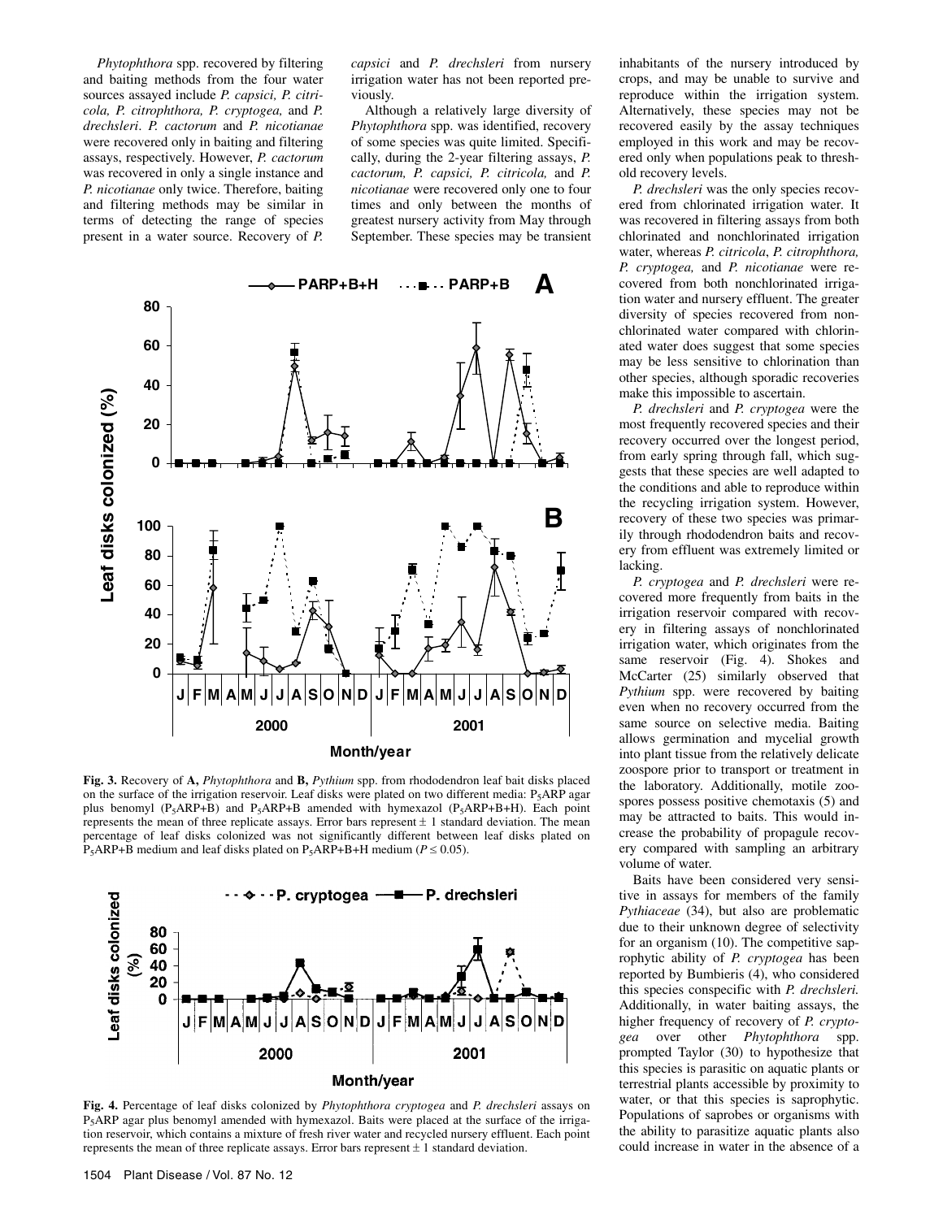*Phytophthora* spp. recovered by filtering and baiting methods from the four water sources assayed include *P. capsici, P. citricola, P. citrophthora, P. cryptogea,* and *P. drechsleri*. *P. cactorum* and *P. nicotianae* were recovered only in baiting and filtering assays, respectively. However, *P. cactorum* was recovered in only a single instance and *P. nicotianae* only twice. Therefore, baiting and filtering methods may be similar in terms of detecting the range of species present in a water source. Recovery of *P. capsici* and *P. drechsleri* from nursery irrigation water has not been reported previously.

Although a relatively large diversity of *Phytophthora* spp. was identified, recovery of some species was quite limited. Specifically, during the 2-year filtering assays, *P. cactorum, P. capsici, P. citricola,* and *P. nicotianae* were recovered only one to four times and only between the months of greatest nursery activity from May through September. These species may be transient inhabitants of the nursery introduced by crops, and may be unable to survive and reproduce within the irrigation system. Alternatively, these species may not be recovered easily by the assay techniques employed in this work and may be recovered only when populations peak to threshold recovery levels.

*P. drechsleri* was the only species recovered from chlorinated irrigation water. It was recovered in filtering assays from both chlorinated and nonchlorinated irrigation water, whereas *P. citricola*, *P. citrophthora, P. cryptogea,* and *P. nicotianae* were recovered from both nonchlorinated irrigation water and nursery effluent. The greater diversity of species recovered from nonchlorinated water compared with chlorinated water does suggest that some species may be less sensitive to chlorination than other species, although sporadic recoveries make this impossible to ascertain.

*P. drechsleri* and *P. cryptogea* were the most frequently recovered species and their recovery occurred over the longest period, from early spring through fall, which suggests that these species are well adapted to the conditions and able to reproduce within the recycling irrigation system. However, recovery of these two species was primarily through rhododendron baits and recovery from effluent was extremely limited or lacking.

*P. cryptogea* and *P. drechsleri* were recovered more frequently from baits in the irrigation reservoir compared with recovery in filtering assays of nonchlorinated irrigation water, which originates from the same reservoir (Fig. 4). Shokes and McCarter (25) similarly observed that *Pythium* spp. were recovered by baiting even when no recovery occurred from the same source on selective media. Baiting allows germination and mycelial growth into plant tissue from the relatively delicate zoospore prior to transport or treatment in the laboratory. Additionally, motile zoospores possess positive chemotaxis (5) and may be attracted to baits. This would increase the probability of propagule recovery compared with sampling an arbitrary volume of water.

Baits have been considered very sensitive in assays for members of the family *Pythiaceae* (34), but also are problematic due to their unknown degree of selectivity for an organism (10). The competitive saprophytic ability of *P. cryptogea* has been reported by Bumbieris (4), who considered this species conspecific with *P. drechsleri.* Additionally, in water baiting assays, the higher frequency of recovery of *P. cryptogea* over other *Phytophthora* spp. prompted Taylor (30) to hypothesize that this species is parasitic on aquatic plants or terrestrial plants accessible by proximity to water, or that this species is saprophytic. Populations of saprobes or organisms with the ability to parasitize aquatic plants also could increase in water in the absence of a

**Fig. 3.** Recovery of **A,** *Phytophthora* and **B,** *Pythium* spp. from rhododendron leaf bait disks placed on the surface of the irrigation reservoir. Leaf disks were plated on two different media: $P_5$ARP agar plus benomyl ($P_5$ARP+B) and $P_5$ARP+B amended with hymexazol ($P_5$ARP+B+H). Each point represents the mean of three replicate assays. Error bars represent ± 1 standard deviation. The mean percentage of leaf disks colonized was not significantly different between leaf disks plated on $P_5$ARP+B medium and leaf disks plated on $P_5$ARP+B+H medium ($P \leq 0.05$).

**Fig. 4.** Percentage of leaf disks colonized by *Phytophthora cryptogea* and *P. drechsleri* assays on $P_5$ARP agar plus benomyl amended with hymexazol. Baits were placed at the surface of the irrigation reservoir, which contains a mixture of fresh river water and recycled nursery effluent. Each point represents the mean of three replicate assays. Error bars represent ± 1 standard deviation.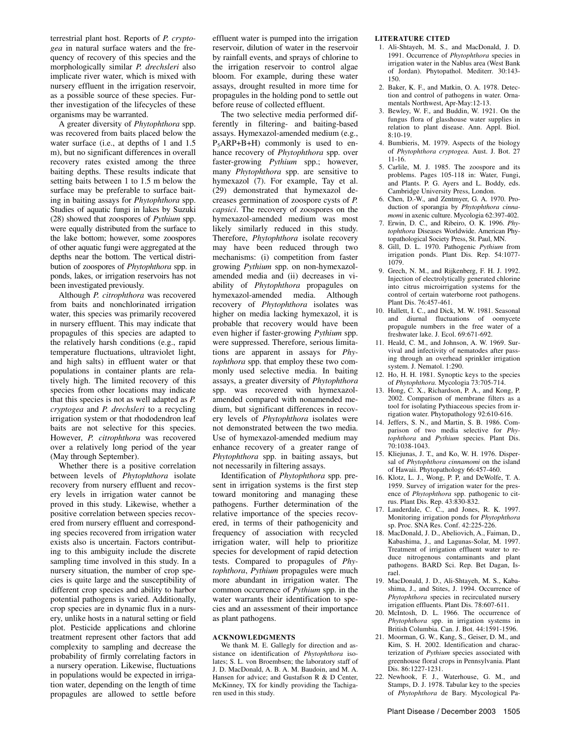terrestrial plant host. Reports of *P. cryptogea* in natural surface waters and the frequency of recovery of this species and the morphologically similar *P. drechsleri* also implicate river water, which is mixed with nursery effluent in the irrigation reservoir, as a possible source of these species. Further investigation of the lifecycles of these organisms may be warranted.

A greater diversity of *Phytophthora* spp. was recovered from baits placed below the water surface (i.e., at depths of 1 and 1.5 m), but no significant differences in overall recovery rates existed among the three baiting depths. These results indicate that setting baits between 1 to 1.5 m below the surface may be preferable to surface baiting in baiting assays for *Phytophthora* spp. Studies of aquatic fungi in lakes by Suzuki (28) showed that zoospores of *Pythium* spp. were equally distributed from the surface to the lake bottom; however, some zoospores of other aquatic fungi were aggregated at the depths near the bottom. The vertical distribution of zoospores of *Phytophthora* spp. in ponds, lakes, or irrigation reservoirs has not been investigated previously.

Although *P. citrophthora* was recovered from baits and nonchlorinated irrigation water, this species was primarily recovered in nursery effluent. This may indicate that propagules of this species are adapted to the relatively harsh conditions (e.g., rapid temperature fluctuations, ultraviolet light, and high salts) in effluent water or that populations in container plants are relatively high. The limited recovery of this species from other locations may indicate that this species is not as well adapted as *P. cryptogea* and *P. drechsleri* to a recycling irrigation system or that rhododendron leaf baits are not selective for this species. However, *P. citrophthora* was recovered over a relatively long period of the year (May through September).

Whether there is a positive correlation between levels of *Phytophthora* isolate recovery from nursery effluent and recovery levels in irrigation water cannot be proved in this study. Likewise, whether a positive correlation between species recovered from nursery effluent and corresponding species recovered from irrigation water exists also is uncertain. Factors contributing to this ambiguity include the discrete sampling time involved in this study. In a nursery situation, the number of crop species is quite large and the susceptibility of different crop species and ability to harbor potential pathogens is varied. Additionally, crop species are in dynamic flux in a nursery, unlike hosts in a natural setting or field plot. Pesticide applications and chlorine treatment represent other factors that add complexity to sampling and decrease the probability of firmly correlating factors in a nursery operation. Likewise, fluctuations in populations would be expected in irrigation water, depending on the length of time propagules are allowed to settle before effluent water is pumped into the irrigation reservoir, dilution of water in the reservoir by rainfall events, and sprays of chlorine to the irrigation reservoir to control algae bloom. For example, during these water assays, drought resulted in more time for propagules in the holding pond to settle out before reuse of collected effluent.

The two selective media performed differently in filtering- and baiting-based assays. Hymexazol-amended medium (e.g., $P_5$ARP+B+H) commonly is used to enhance recovery of *Phytophthora* spp. over faster-growing *Pythium* spp.; however, many *Phytophthora* spp. are sensitive to hymexazol (7). For example, Tay et al. (29) demonstrated that hymexazol decreases germination of zoospore cysts of *P. capsici*. The recovery of zoospores on the hymexazol-amended medium was most likely similarly reduced in this study. Therefore, *Phytophthora* isolate recovery may have been reduced through two mechanisms: (i) competition from faster growing *Pythium* spp. on non-hymexazol-amended media and (ii) decreases in viability of *Phytophthora* propagules on hymexazol-amended media. Although recovery of *Phytophthora* isolates was higher on media lacking hymexazol, it is probable that recovery would have been even higher if faster-growing *Pythium* spp. were suppressed. Therefore, serious limitations are apparent in assays for *Phytophthora* spp. that employ these two commonly used selective media. In baiting assays, a greater diversity of *Phytophthora* spp. was recovered with hymexazol-amended compared with nonamended medium, but significant differences in recovery levels of *Phytophthora* isolates were not demonstrated between the two media. Use of hymexazol-amended medium may enhance recovery of a greater range of *Phytophthora* spp. in baiting assays, but not necessarily in filtering assays.

Identification of *Phytophthora* spp. present in irrigation systems is the first step toward monitoring and managing these pathogens. Further determination of the relative importance of the species recovered, in terms of their pathogenicity and frequency of association with recycled irrigation water, will help to prioritize species for development of rapid detection tests. Compared to propagules of *Phytophthora*, *Pythium* propagules were much more abundant in irrigation water. The common occurrence of *Pythium* spp. in the water warrants their identification to species and an assessment of their importance as plant pathogens.

## ACKNOWLEDGMENTS

We thank M. E. Gallegly for direction and assistance on identification of *Phytophthora* isolates; S. L. von Broembsen; the laboratory staff of J. D. MacDonald, A. B. A. M. Baudoin, and M. A. Hansen for advice; and Gustafson R & D Center, McKinney, TX for kindly providing the Tachigaren used in this study.

## LITERATURE CITED

1. Ali-Shtayeh, M. S., and MacDonald, J. D. 1991. Occurrence of *Phytophthora* species in irrigation water in the Nablus area (West Bank of Jordan). Phytopathol. Mediterr. 30:143-150.
2. Baker, K. F., and Matkin, O. A. 1978. Detection and control of pathogens in water. Ornamentals Northwest, Apr-May:12-13.
3. Bewley, W. F., and Buddin, W. 1921. On the fungus flora of glasshouse water supplies in relation to plant disease. Ann. Appl. Biol. 8:10-19.
4. Bumbieris, M. 1979. Aspects of the biology of *Phytophthora cryptogea.* Aust. J. Bot. 27 11-16.
5. Carlile, M. J. 1985. The zoospore and its problems. Pages 105-118 in: Water, Fungi, and Plants. P. G. Ayers and L. Boddy, eds. Cambridge University Press, London.
6. Chen, D.-W., and Zentmyer, G. A. 1970. Production of sporangia by *Phytophthora cinnamomi* in axenic culture. Mycologia 62:397-402.
7. Erwin, D. C., and Ribeiro, O. K. 1996. *Phytophthora* Diseases Worldwide. American Phytopathological Society Press, St. Paul, MN.
8. Gill, D. L. 1970. Pathogenic *Pythium* from irrigation ponds. Plant Dis. Rep. 54:1077-1079.
9. Grech, N. M., and Rijkenberg, F. H. J. 1992. Injection of electrolytically generated chlorine into citrus microirrigation systems for the control of certain waterborne root pathogens. Plant Dis. 76:457-461.
10. Hallett, I. C., and Dick, M. W. 1981. Seasonal and diurnal fluctuations of oomycete propagule numbers in the free water of a freshwater lake. J. Ecol. 69:671-692.
11. Heald, C. M., and Johnson, A. W. 1969. Survival and infectivity of nematodes after passing through an overhead sprinkler irrigation system. J. Nematol. 1:290.
12. Ho, H. H. 1981. Synoptic keys to the species of *Phytophthora.* Mycologia 73:705-714.
13. Hong, C. X., Richardson, P. A., and Kong, P. 2002. Comparison of membrane filters as a tool for isolating Pythiaceous species from irrigation water. Phytopathology 92:610-616.
14. Jeffers, S. N., and Martin, S. B. 1986. Comparison of two media selective for *Phytophthora* and *Pythium* species. Plant Dis. 70:1038-1043.
15. Kliejunas, J. T., and Ko, W. H. 1976. Dispersal of *Phytophthora cinnamomi* on the island of Hawaii. Phytopathology 66:457-460.
16. Klotz, L. J., Wong, P. P, and DeWolfe, T. A. 1959. Survey of irrigation water for the presence of *Phytophthora* spp. pathogenic to citrus. Plant Dis. Rep. 43:830-832.
17. Lauderdale, C. C., and Jones, R. K. 1997. Monitoring irrigation ponds for *Phytophthora* sp. Proc. SNA Res. Conf. 42:225-226.
18. MacDonald, J. D., Abeliovich, A., Faiman, D., Kabashima, J., and Lagunas-Solar, M. 1997. Treatment of irrigation effluent water to reduce nitrogenous contaminants and plant pathogens. BARD Sci. Rep. Bet Dagan, Israel.
19. MacDonald, J. D., Ali-Shtayeh, M. S., Kabashima, J., and Stites, J. 1994. Occurrence of *Phytophthora* species in recirculated nursery irrigation effluents. Plant Dis. 78:607-611.
20. McIntosh, D. L. 1966. The occurrence of *Phytophthora* spp. in irrigation systems in British Columbia. Can. J. Bot. 44:1591-1596.
21. Moorman, G. W., Kang, S., Geiser, D. M., and Kim, S. H. 2002. Identification and characterization of *Pythium* species associated with greenhouse floral crops in Pennsylvania. Plant Dis. 86:1227-1231.
22. Newhook, F. J., Waterhouse, G. M., and Stamps, D. J. 1978. Tabular key to the species of *Phytophthora* de Bary. Mycological Pa-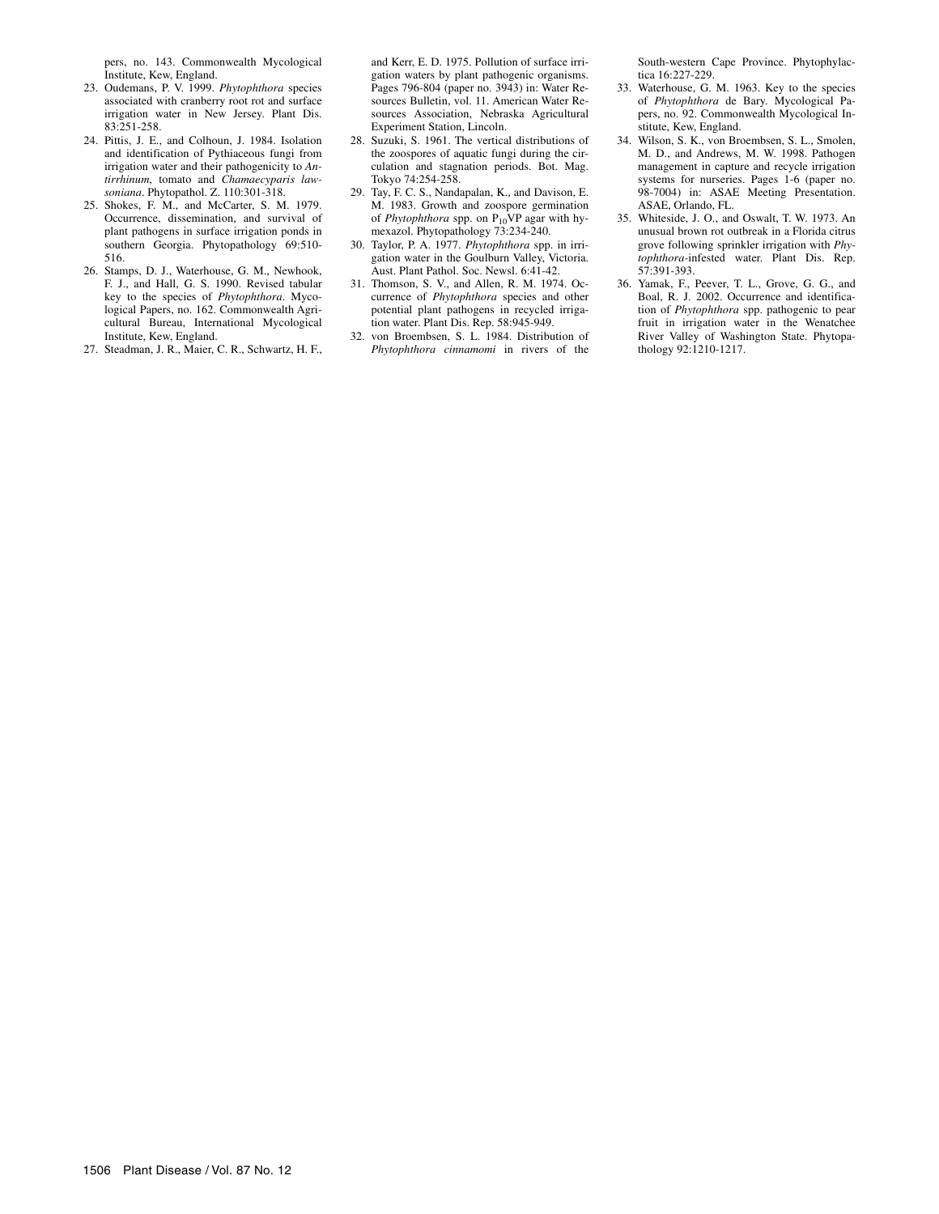pers, no. 143. Commonwealth Mycological Institute, Kew, England.

23. Oudemans, P. V. 1999. *Phytophthora* species associated with cranberry root rot and surface irrigation water in New Jersey. Plant Dis. 83:251-258.
24. Pittis, J. E., and Colhoun, J. 1984. Isolation and identification of Pythiaceous fungi from irrigation water and their pathogenicity to *Antirrhinum*, tomato and *Chamaecyparis lawsoniana*. Phytopathol. Z. 110:301-318.
25. Shokes, F. M., and McCarter, S. M. 1979. Occurrence, dissemination, and survival of plant pathogens in surface irrigation ponds in southern Georgia. Phytopathology 69:510-516.
26. Stamps, D. J., Waterhouse, G. M., Newhook, F. J., and Hall, G. S. 1990. Revised tabular key to the species of *Phytophthora*. Mycological Papers, no. 162. Commonwealth Agricultural Bureau, International Mycological Institute, Kew, England.
27. Steadman, J. R., Maier, C. R., Schwartz, H. F., and Kerr, E. D. 1975. Pollution of surface irrigation waters by plant pathogenic organisms. Pages 796-804 (paper no. 3943) in: Water Resources Bulletin, vol. 11. American Water Resources Association, Nebraska Agricultural Experiment Station, Lincoln.
28. Suzuki, S. 1961. The vertical distributions of the zoospores of aquatic fungi during the circulation and stagnation periods. Bot. Mag. Tokyo 74:254-258.
29. Tay, F. C. S., Nandapalan, K., and Davison, E. M. 1983. Growth and zoospore germination of *Phytophthora* spp. on $P_{10}$VP agar with hymexazol. Phytopathology 73:234-240.
30. Taylor, P. A. 1977. *Phytophthora* spp. in irrigation water in the Goulburn Valley, Victoria. Aust. Plant Pathol. Soc. Newsl. 6:41-42.
31. Thomson, S. V., and Allen, R. M. 1974. Occurrence of *Phytophthora* species and other potential plant pathogens in recycled irrigation water. Plant Dis. Rep. 58:945-949.
32. von Broembsen, S. L. 1984. Distribution of *Phytophthora cinnamomi* in rivers of the South-western Cape Province. Phytophylactica 16:227-229.
33. Waterhouse, G. M. 1963. Key to the species of *Phytophthora* de Bary. Mycological Papers, no. 92. Commonwealth Mycological Institute, Kew, England.
34. Wilson, S. K., von Broembsen, S. L., Smolen, M. D., and Andrews, M. W. 1998. Pathogen management in capture and recycle irrigation systems for nurseries. Pages 1-6 (paper no. 98-7004) in: ASAE Meeting Presentation. ASAE, Orlando, FL.
35. Whiteside, J. O., and Oswalt, T. W. 1973. An unusual brown rot outbreak in a Florida citrus grove following sprinkler irrigation with *Phytophthora*-infested water. Plant Dis. Rep. 57:391-393.
36. Yamak, F., Peever, T. L., Grove, G. G., and Boal, R. J. 2002. Occurrence and identification of *Phytophthora* spp. pathogenic to pear fruit in irrigation water in the Wenatchee River Valley of Washington State. Phytopathology 92:1210-1217.